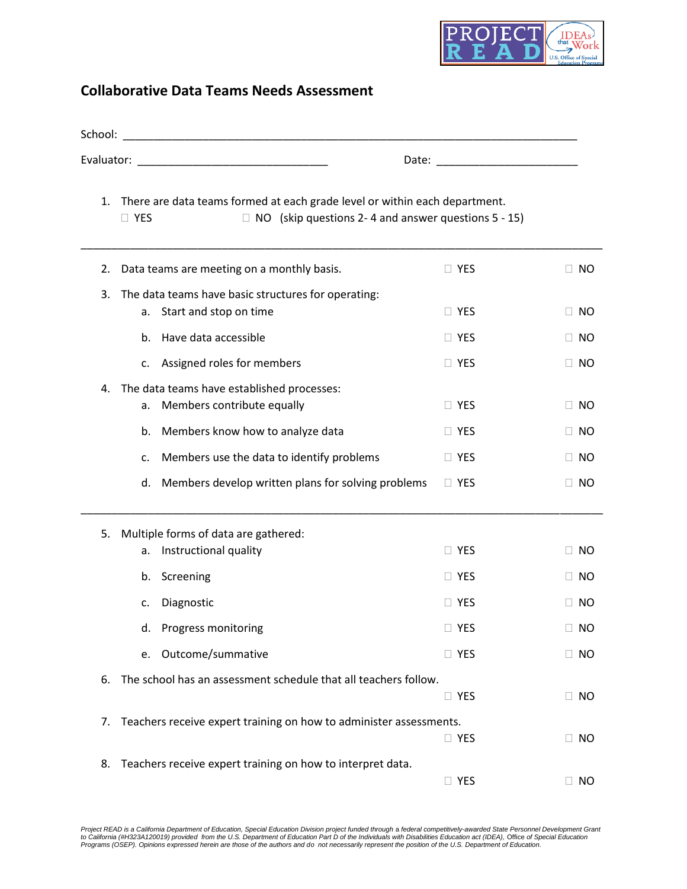## Collaborative Data Teams Needs Assessment

School: ___________________________________________________________________________

Evaluator: _______________________________ Date: _______________________

1. There are data teams formed at each grade level or within each department.
   ☐ YES ☐ NO (skip questions 2- 4 and answer questions 5 - 15)

---

2. Data teams are meeting on a monthly basis. ☐ YES ☐ NO

3. The data teams have basic structures for operating:
   a. Start and stop on time ☐ YES ☐ NO
   b. Have data accessible ☐ YES ☐ NO
   c. Assigned roles for members ☐ YES ☐ NO

4. The data teams have established processes:
   a. Members contribute equally ☐ YES ☐ NO
   b. Members know how to analyze data ☐ YES ☐ NO
   c. Members use the data to identify problems ☐ YES ☐ NO
   d. Members develop written plans for solving problems ☐ YES ☐ NO

---

5. Multiple forms of data are gathered:
   a. Instructional quality ☐ YES ☐ NO
   b. Screening ☐ YES ☐ NO
   c. Diagnostic ☐ YES ☐ NO
   d. Progress monitoring ☐ YES ☐ NO
   e. Outcome/summative ☐ YES ☐ NO

6. The school has an assessment schedule that all teachers follow.
   ☐ YES ☐ NO

7. Teachers receive expert training on how to administer assessments.
   ☐ YES ☐ NO

8. Teachers receive expert training on how to interpret data.
   ☐ YES ☐ NO

*Project READ is a California Department of Education, Special Education Division project funded through a federal competitively-awarded State Personnel Development Grant to California (#H323A120019) provided from the U.S. Department of Education Part D of the Individuals with Disabilities Education act (IDEA). Office of Special Education Programs (OSEP). Opinions expressed herein are those of the authors and do not necessarily represent the position of the U.S. Department of Education.*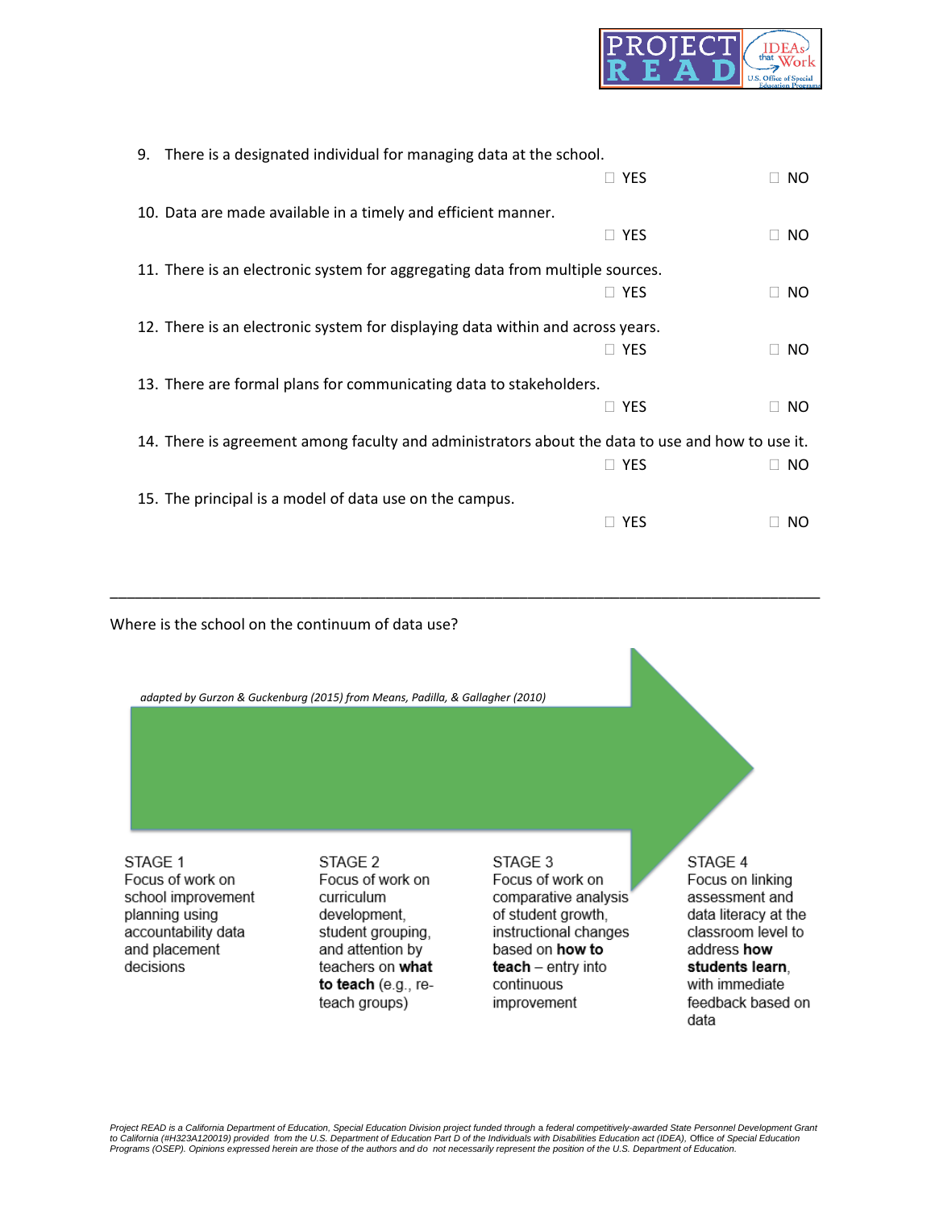9. There is a designated individual for managing data at the school.
   ☐ YES ☐ NO

10. Data are made available in a timely and efficient manner.
    ☐ YES ☐ NO

11. There is an electronic system for aggregating data from multiple sources.
    ☐ YES ☐ NO

12. There is an electronic system for displaying data within and across years.
    ☐ YES ☐ NO

13. There are formal plans for communicating data to stakeholders.
    ☐ YES ☐ NO

14. There is agreement among faculty and administrators about the data to use and how to use it.
    ☐ YES ☐ NO

15. The principal is a model of data use on the campus.
    ☐ YES ☐ NO

---

Where is the school on the continuum of data use?

*adapted by Gurzon & Guckenburg (2015) from Means, Padilla, & Gallagher (2010)*

STAGE 1
Focus of work on school improvement planning using accountability data and placement decisions

STAGE 2
Focus of work on curriculum development, student grouping, and attention by teachers on **what to teach** (e.g., re-teach groups)

STAGE 3
Focus of work on comparative analysis of student growth, instructional changes based on **how to teach** – entry into continuous improvement

STAGE 4
Focus on linking assessment and data literacy at the classroom level to address **how students learn**, with immediate feedback based on data

*Project READ is a California Department of Education, Special Education Division project funded through a federal competitively-awarded State Personnel Development Grant to California (#H323A120019) provided from the U.S. Department of Education Part D of the Individuals with Disabilities Education act (IDEA), Office of Special Education Programs (OSEP). Opinions expressed herein are those of the authors and do not necessarily represent the position of the U.S. Department of Education.*